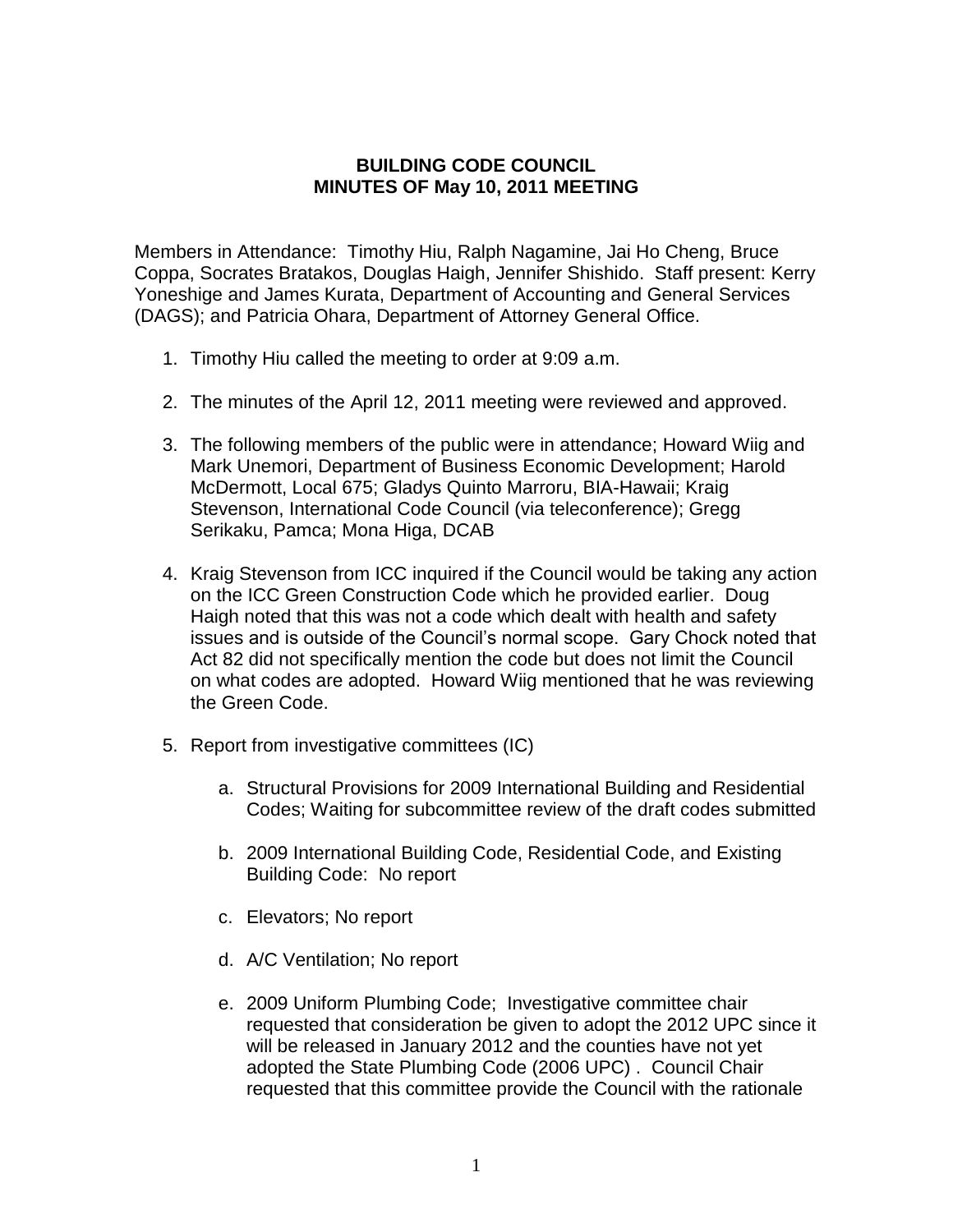# BUILDING CODE COUNCIL
## MINUTES OF May 10, 2011 MEETING

Members in Attendance: Timothy Hiu, Ralph Nagamine, Jai Ho Cheng, Bruce Coppa, Socrates Bratakos, Douglas Haigh, Jennifer Shishido. Staff present: Kerry Yoneshige and James Kurata, Department of Accounting and General Services (DAGS); and Patricia Ohara, Department of Attorney General Office.

1. Timothy Hiu called the meeting to order at 9:09 a.m.

2. The minutes of the April 12, 2011 meeting were reviewed and approved.

3. The following members of the public were in attendance; Howard Wiig and Mark Unemori, Department of Business Economic Development; Harold McDermott, Local 675; Gladys Quinto Marroru, BIA-Hawaii; Kraig Stevenson, International Code Council (via teleconference); Gregg Serikaku, Pamca; Mona Higa, DCAB

4. Kraig Stevenson from ICC inquired if the Council would be taking any action on the ICC Green Construction Code which he provided earlier. Doug Haigh noted that this was not a code which dealt with health and safety issues and is outside of the Council's normal scope. Gary Chock noted that Act 82 did not specifically mention the code but does not limit the Council on what codes are adopted. Howard Wiig mentioned that he was reviewing the Green Code.

5. Report from investigative committees (IC)

   a. Structural Provisions for 2009 International Building and Residential Codes; Waiting for subcommittee review of the draft codes submitted

   b. 2009 International Building Code, Residential Code, and Existing Building Code: No report

   c. Elevators; No report

   d. A/C Ventilation; No report

   e. 2009 Uniform Plumbing Code; Investigative committee chair requested that consideration be given to adopt the 2012 UPC since it will be released in January 2012 and the counties have not yet adopted the State Plumbing Code (2006 UPC) . Council Chair requested that this committee provide the Council with the rationale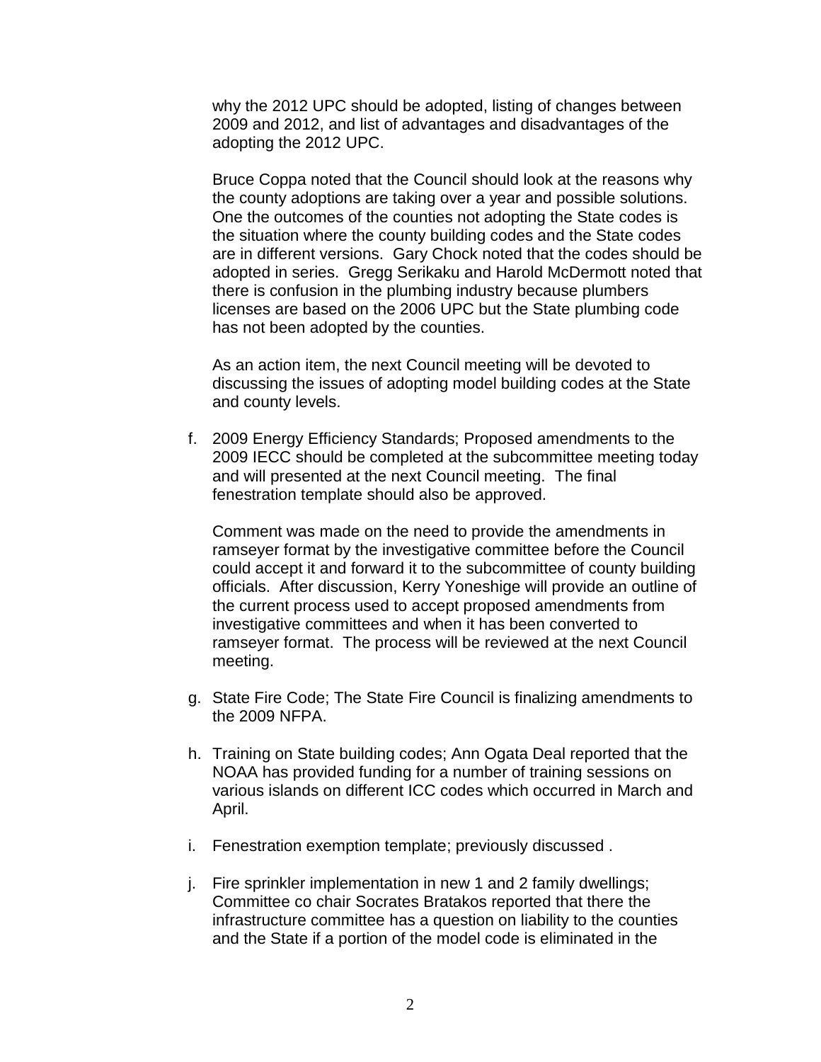why the 2012 UPC should be adopted, listing of changes between 2009 and 2012, and list of advantages and disadvantages of the adopting the 2012 UPC.

Bruce Coppa noted that the Council should look at the reasons why the county adoptions are taking over a year and possible solutions. One the outcomes of the counties not adopting the State codes is the situation where the county building codes and the State codes are in different versions. Gary Chock noted that the codes should be adopted in series. Gregg Serikaku and Harold McDermott noted that there is confusion in the plumbing industry because plumbers licenses are based on the 2006 UPC but the State plumbing code has not been adopted by the counties.

As an action item, the next Council meeting will be devoted to discussing the issues of adopting model building codes at the State and county levels.

f. 2009 Energy Efficiency Standards; Proposed amendments to the 2009 IECC should be completed at the subcommittee meeting today and will presented at the next Council meeting. The final fenestration template should also be approved.

   Comment was made on the need to provide the amendments in ramseyer format by the investigative committee before the Council could accept it and forward it to the subcommittee of county building officials. After discussion, Kerry Yoneshige will provide an outline of the current process used to accept proposed amendments from investigative committees and when it has been converted to ramseyer format. The process will be reviewed at the next Council meeting.

g. State Fire Code; The State Fire Council is finalizing amendments to the 2009 NFPA.

h. Training on State building codes; Ann Ogata Deal reported that the NOAA has provided funding for a number of training sessions on various islands on different ICC codes which occurred in March and April.

i. Fenestration exemption template; previously discussed .

j. Fire sprinkler implementation in new 1 and 2 family dwellings; Committee co chair Socrates Bratakos reported that there the infrastructure committee has a question on liability to the counties and the State if a portion of the model code is eliminated in the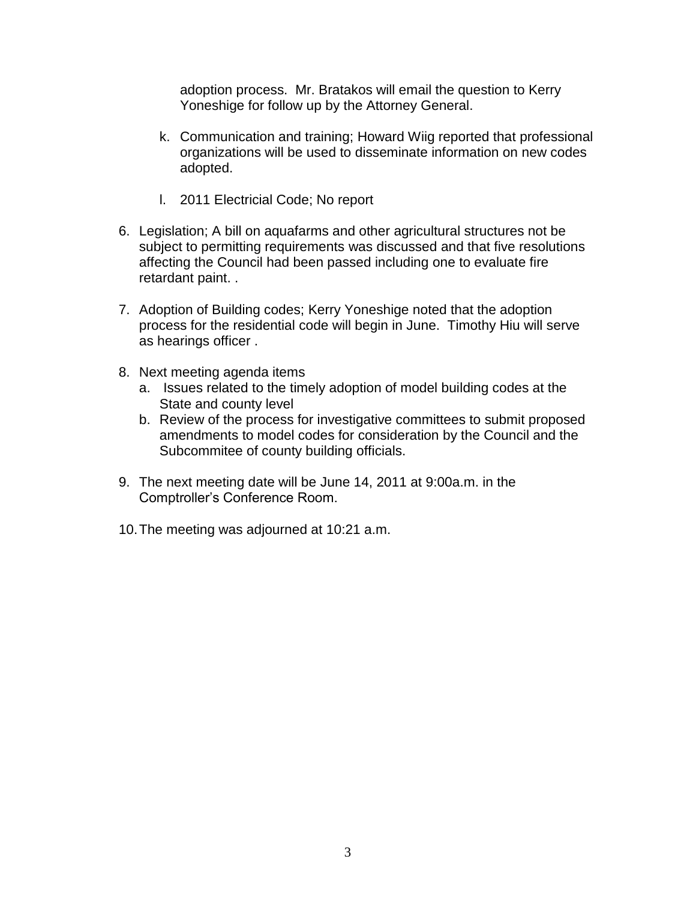adoption process. Mr. Bratakos will email the question to Kerry Yoneshige for follow up by the Attorney General.

k. Communication and training; Howard Wiig reported that professional organizations will be used to disseminate information on new codes adopted.

l. 2011 Electricial Code; No report

6. Legislation; A bill on aquafarms and other agricultural structures not be subject to permitting requirements was discussed and that five resolutions affecting the Council had been passed including one to evaluate fire retardant paint. .

7. Adoption of Building codes; Kerry Yoneshige noted that the adoption process for the residential code will begin in June. Timothy Hiu will serve as hearings officer .

8. Next meeting agenda items
   a. Issues related to the timely adoption of model building codes at the State and county level
   b. Review of the process for investigative committees to submit proposed amendments to model codes for consideration by the Council and the Subcommitee of county building officials.

9. The next meeting date will be June 14, 2011 at 9:00a.m. in the Comptroller's Conference Room.

10. The meeting was adjourned at 10:21 a.m.